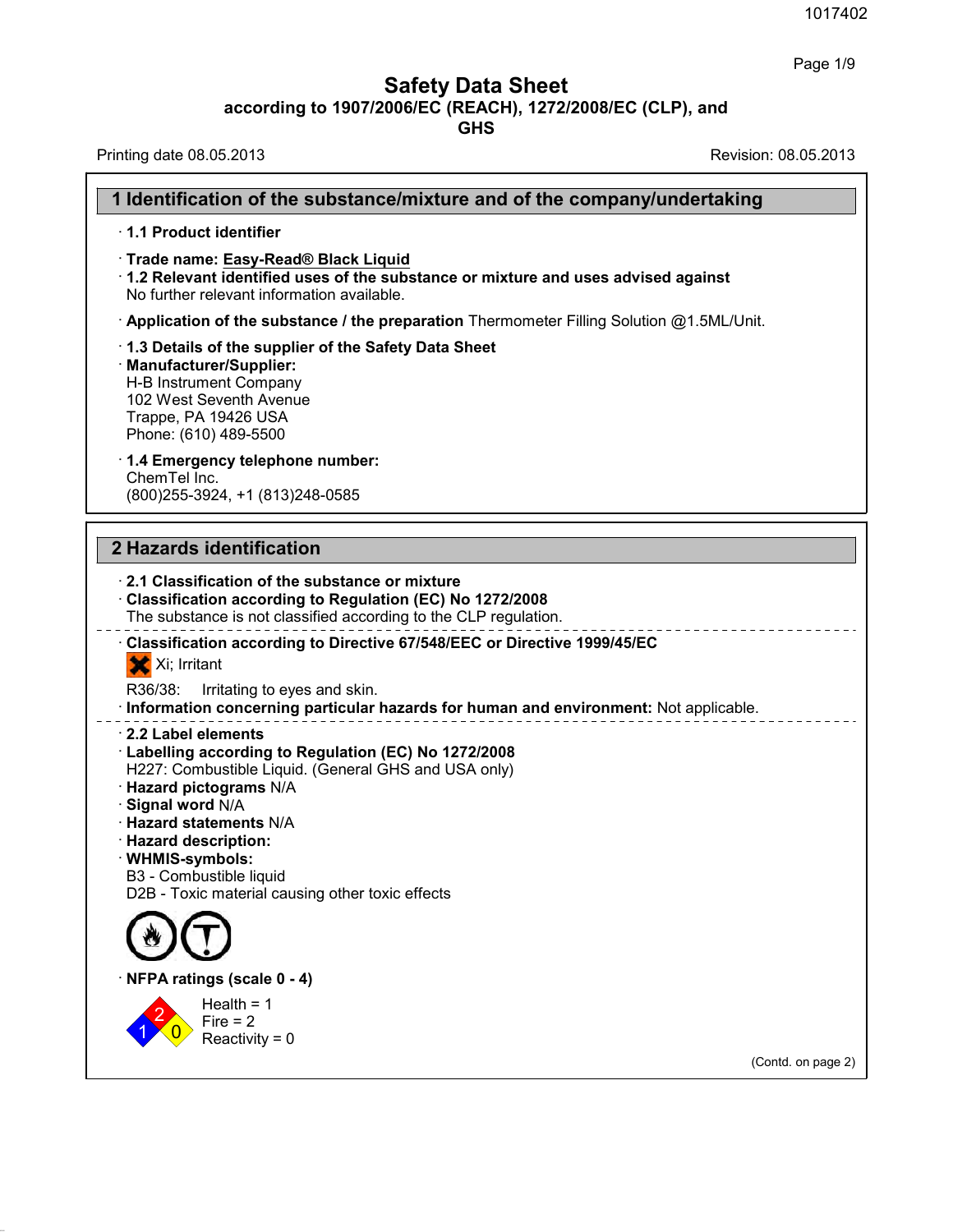# Safety Data Sheet

**according to 1907/2006/EC (REACH), 1272/2008/EC (CLP), and GHS**

Printing date 08.05.2013 Revision: 08.05.2013

## 1 Identification of the substance/mixture and of the company/undertaking

· **1.1 Product identifier**

· **Trade name: Easy-Read® Black Liquid**

· **1.2 Relevant identified uses of the substance or mixture and uses advised against**
No further relevant information available.

· **Application of the substance / the preparation** Thermometer Filling Solution @1.5ML/Unit.

· **1.3 Details of the supplier of the Safety Data Sheet**

· **Manufacturer/Supplier:**
H-B Instrument Company
102 West Seventh Avenue
Trappe, PA 19426 USA
Phone: (610) 489-5500

· **1.4 Emergency telephone number:**
ChemTel Inc.
(800)255-3924, +1 (813)248-0585

## 2 Hazards identification

· **2.1 Classification of the substance or mixture**

· **Classification according to Regulation (EC) No 1272/2008**
The substance is not classified according to the CLP regulation.

· **Classification according to Directive 67/548/EEC or Directive 1999/45/EC**

Xi; Irritant

R36/38: Irritating to eyes and skin.

· **Information concerning particular hazards for human and environment:** Not applicable.

· **2.2 Label elements**

· **Labelling according to Regulation (EC) No 1272/2008**
H227: Combustible Liquid. (General GHS and USA only)

· **Hazard pictograms** N/A

· **Signal word** N/A

· **Hazard statements** N/A

· **Hazard description:**

· **WHMIS-symbols:**
B3 - Combustible liquid
D2B - Toxic material causing other toxic effects

· **NFPA ratings (scale 0 - 4)**

Health = 1
Fire = 2
Reactivity = 0

(Contd. on page 2)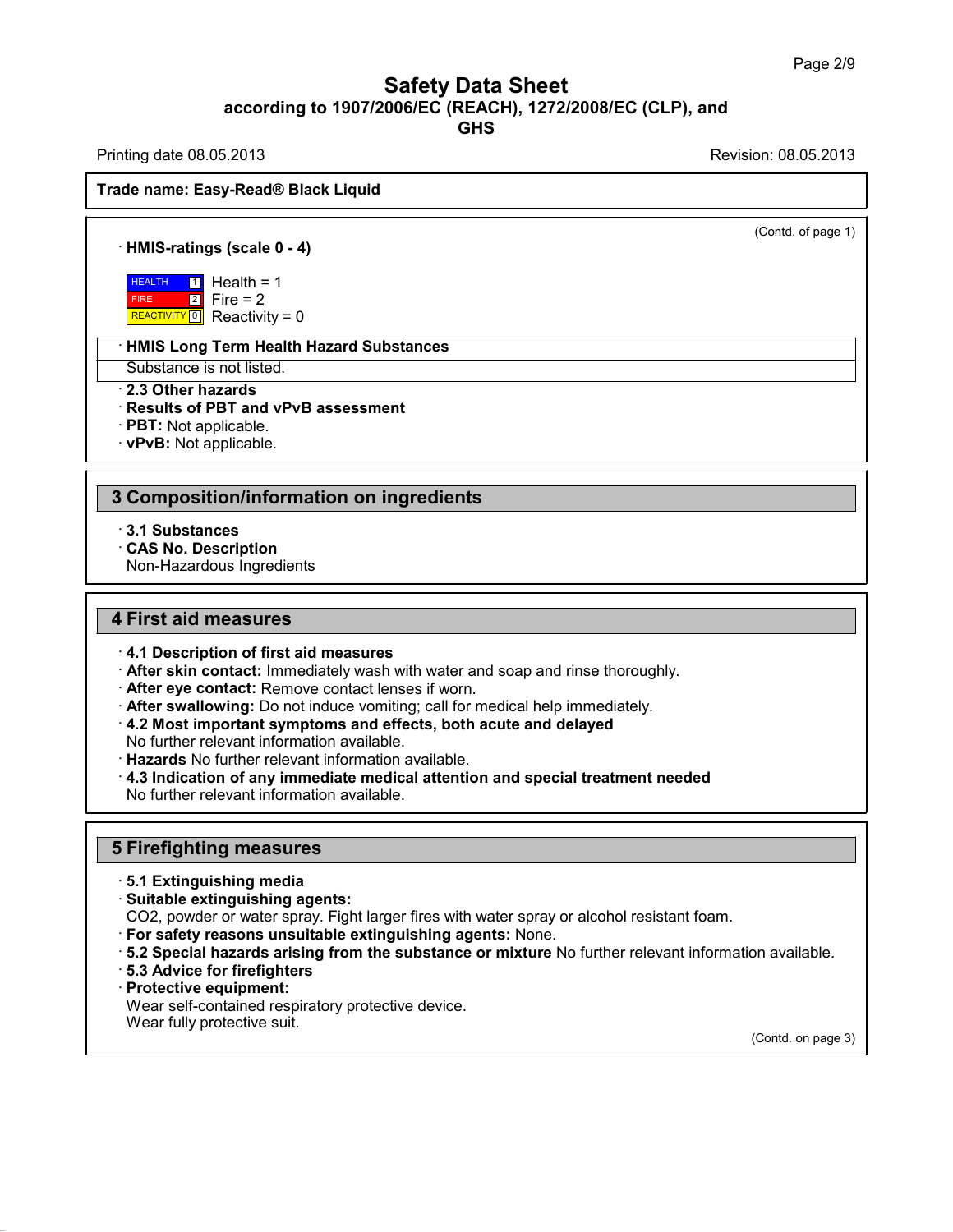**Trade name: Easy-Read® Black Liquid**

(Contd. of page 1)

· **HMIS-ratings (scale 0 - 4)**

| | | |
|---|---|---|
| HEALTH | 1 | Health = 1 |
| FIRE | 2 | Fire = 2 |
| REACTIVITY | 0 | Reactivity = 0 |

· **HMIS Long Term Health Hazard Substances**

Substance is not listed.

· **2.3 Other hazards**
· **Results of PBT and vPvB assessment**
· **PBT:** Not applicable.
· **vPvB:** Not applicable.

## 3 Composition/information on ingredients

· **3.1 Substances**
· **CAS No. Description**
Non-Hazardous Ingredients

## 4 First aid measures

· **4.1 Description of first aid measures**
· **After skin contact:** Immediately wash with water and soap and rinse thoroughly.
· **After eye contact:** Remove contact lenses if worn.
· **After swallowing:** Do not induce vomiting; call for medical help immediately.
· **4.2 Most important symptoms and effects, both acute and delayed**
No further relevant information available.
· **Hazards** No further relevant information available.
· **4.3 Indication of any immediate medical attention and special treatment needed**
No further relevant information available.

## 5 Firefighting measures

· **5.1 Extinguishing media**
· **Suitable extinguishing agents:**
$CO_2$, powder or water spray. Fight larger fires with water spray or alcohol resistant foam.
· **For safety reasons unsuitable extinguishing agents:** None.
· **5.2 Special hazards arising from the substance or mixture** No further relevant information available.
· **5.3 Advice for firefighters**
· **Protective equipment:**
Wear self-contained respiratory protective device.
Wear fully protective suit.

(Contd. on page 3)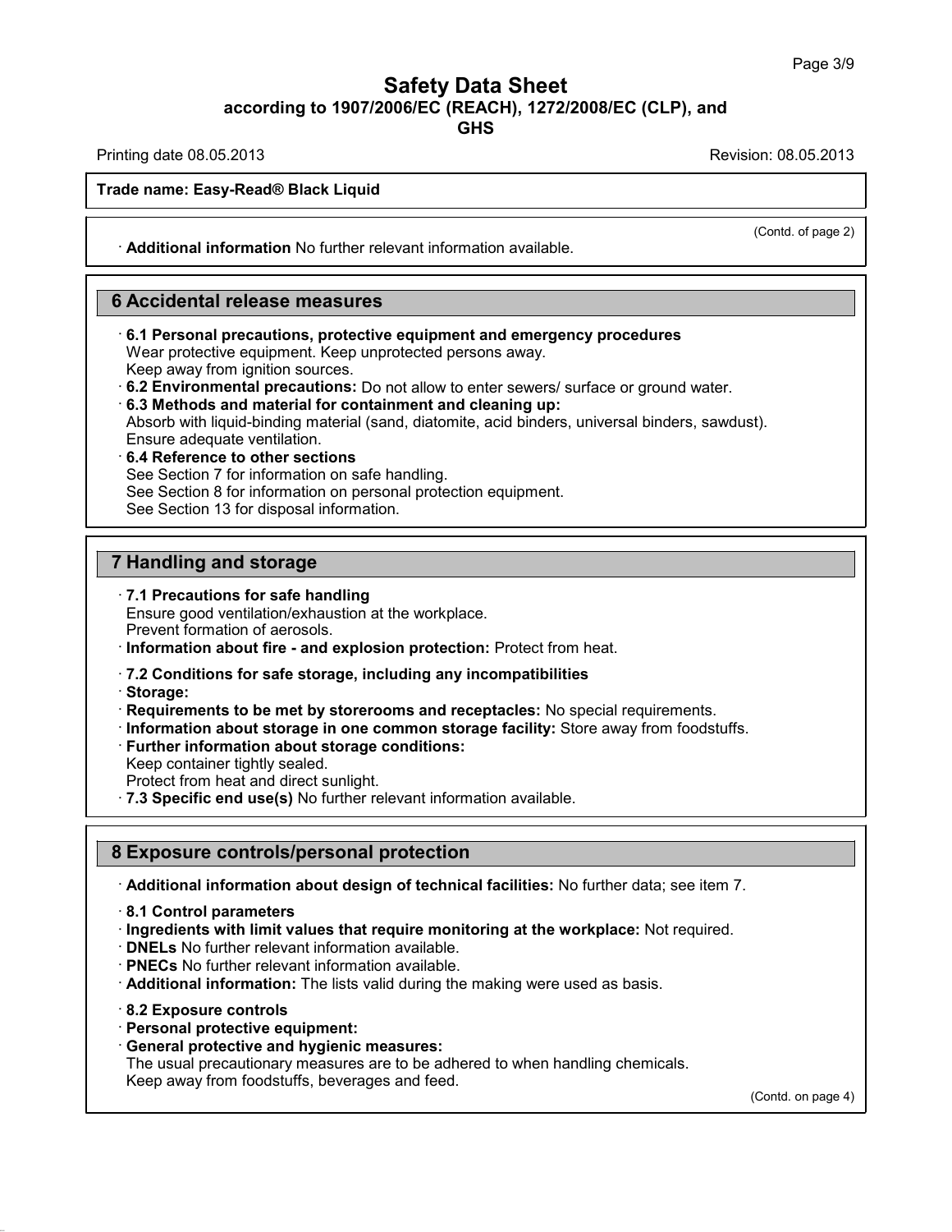(Contd. of page 2)

· **Additional information** No further relevant information available.

## 6 Accidental release measures

· **6.1 Personal precautions, protective equipment and emergency procedures**
Wear protective equipment. Keep unprotected persons away.
Keep away from ignition sources.

· **6.2 Environmental precautions:** Do not allow to enter sewers/ surface or ground water.

· **6.3 Methods and material for containment and cleaning up:**
Absorb with liquid-binding material (sand, diatomite, acid binders, universal binders, sawdust).
Ensure adequate ventilation.

· **6.4 Reference to other sections**
See Section 7 for information on safe handling.
See Section 8 for information on personal protection equipment.
See Section 13 for disposal information.

## 7 Handling and storage

· **7.1 Precautions for safe handling**
Ensure good ventilation/exhaustion at the workplace.
Prevent formation of aerosols.

· **Information about fire - and explosion protection:** Protect from heat.

· **7.2 Conditions for safe storage, including any incompatibilities**

· **Storage:**

· **Requirements to be met by storerooms and receptacles:** No special requirements.

· **Information about storage in one common storage facility:** Store away from foodstuffs.

· **Further information about storage conditions:**
Keep container tightly sealed.
Protect from heat and direct sunlight.

· **7.3 Specific end use(s)** No further relevant information available.

## 8 Exposure controls/personal protection

· **Additional information about design of technical facilities:** No further data; see item 7.

· **8.1 Control parameters**

· **Ingredients with limit values that require monitoring at the workplace:** Not required.

· **DNELs** No further relevant information available.

· **PNECs** No further relevant information available.

· **Additional information:** The lists valid during the making were used as basis.

· **8.2 Exposure controls**

· **Personal protective equipment:**

· **General protective and hygienic measures:**
The usual precautionary measures are to be adhered to when handling chemicals.
Keep away from foodstuffs, beverages and feed.

(Contd. on page 4)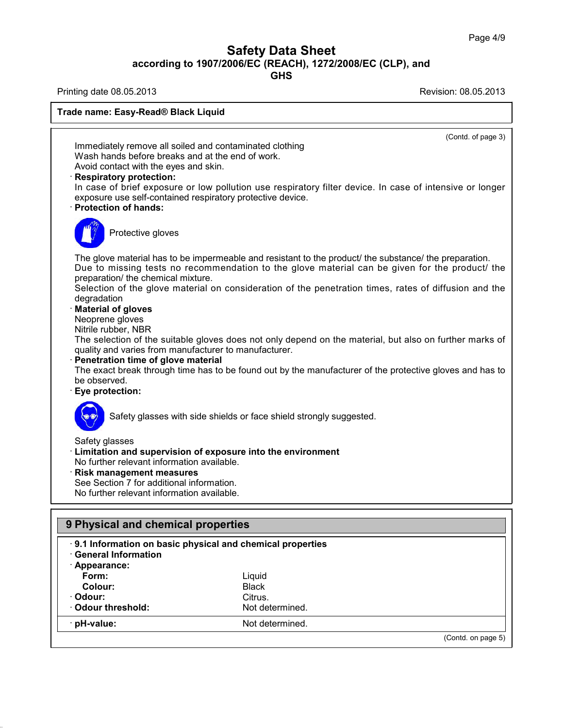(Contd. of page 3)

Immediately remove all soiled and contaminated clothing
Wash hands before breaks and at the end of work.
Avoid contact with the eyes and skin.

· **Respiratory protection:**
In case of brief exposure or low pollution use respiratory filter device. In case of intensive or longer exposure use self-contained respiratory protective device.

· **Protection of hands:**

Protective gloves

The glove material has to be impermeable and resistant to the product/ the substance/ the preparation.
Due to missing tests no recommendation to the glove material can be given for the product/ the preparation/ the chemical mixture.
Selection of the glove material on consideration of the penetration times, rates of diffusion and the degradation

· **Material of gloves**
Neoprene gloves
Nitrile rubber, NBR
The selection of the suitable gloves does not only depend on the material, but also on further marks of quality and varies from manufacturer to manufacturer.

· **Penetration time of glove material**
The exact break through time has to be found out by the manufacturer of the protective gloves and has to be observed.

· **Eye protection:**

Safety glasses with side shields or face shield strongly suggested.

Safety glasses

· **Limitation and supervision of exposure into the environment**
No further relevant information available.

· **Risk management measures**
See Section 7 for additional information.
No further relevant information available.

## 9 Physical and chemical properties

· **9.1 Information on basic physical and chemical properties**

· **General Information**

· **Appearance:**

| | |
|---|---|
| **Form:** | Liquid |
| **Colour:** | Black |
| · **Odour:** | Citrus. |
| · **Odour threshold:** | Not determined. |
| · **pH-value:** | Not determined. |

(Contd. on page 5)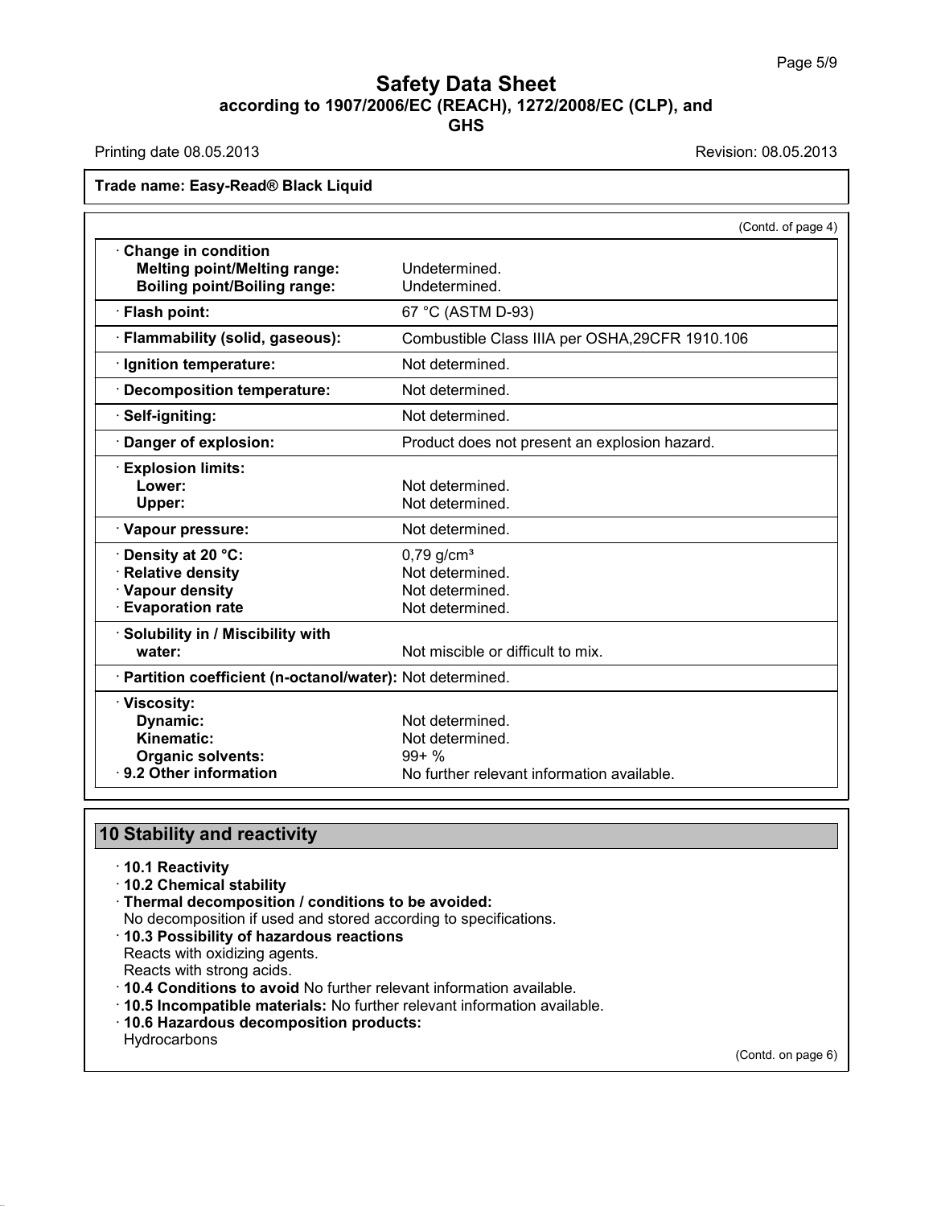**Trade name: Easy-Read® Black Liquid**

(Contd. of page 4)

| | |
|---|---|
| · **Change in condition** | |
| **Melting point/Melting range:** | Undetermined. |
| **Boiling point/Boiling range:** | Undetermined. |
| · **Flash point:** | 67 °C (ASTM D-93) |
| · **Flammability (solid, gaseous):** | Combustible Class IIIA per OSHA,29CFR 1910.106 |
| · **Ignition temperature:** | Not determined. |
| · **Decomposition temperature:** | Not determined. |
| · **Self-igniting:** | Not determined. |
| · **Danger of explosion:** | Product does not present an explosion hazard. |
| · **Explosion limits:** | |
| **Lower:** | Not determined. |
| **Upper:** | Not determined. |
| · **Vapour pressure:** | Not determined. |
| · **Density at 20 °C:** | 0,79 g/cm³ |
| · **Relative density** | Not determined. |
| · **Vapour density** | Not determined. |
| · **Evaporation rate** | Not determined. |
| · **Solubility in / Miscibility with water:** | Not miscible or difficult to mix. |
| · **Partition coefficient (n-octanol/water):** | Not determined. |
| · **Viscosity:** | |
| **Dynamic:** | Not determined. |
| **Kinematic:** | Not determined. |
| **Organic solvents:** | 99+ % |
| · **9.2 Other information** | No further relevant information available. |

## 10 Stability and reactivity

· **10.1 Reactivity**
· **10.2 Chemical stability**
· **Thermal decomposition / conditions to be avoided:**
No decomposition if used and stored according to specifications.
· **10.3 Possibility of hazardous reactions**
Reacts with oxidizing agents.
Reacts with strong acids.
· **10.4 Conditions to avoid** No further relevant information available.
· **10.5 Incompatible materials:** No further relevant information available.
· **10.6 Hazardous decomposition products:**
Hydrocarbons

(Contd. on page 6)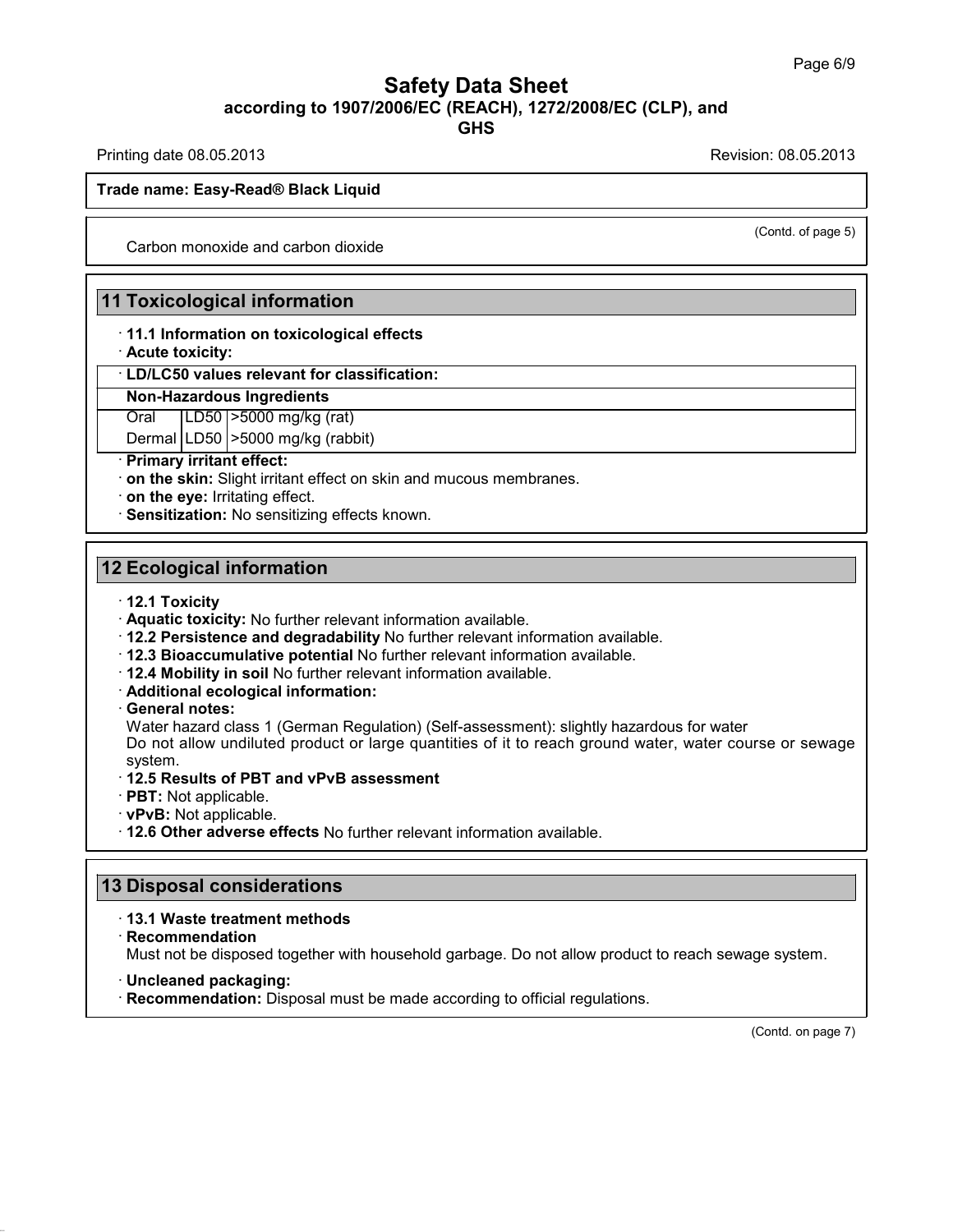# Safety Data Sheet
## according to 1907/2006/EC (REACH), 1272/2008/EC (CLP), and GHS

Printing date 08.05.2013 Revision: 08.05.2013

**Trade name: Easy-Read® Black Liquid**

(Contd. of page 5)

Carbon monoxide and carbon dioxide

## 11 Toxicological information

· **11.1 Information on toxicological effects**
· **Acute toxicity:**

| · **LD/LC50 values relevant for classification:** | | |
|---|---|---|
| **Non-Hazardous Ingredients** | | |
| Oral | LD50 | >5000 mg/kg (rat) |
| Dermal | LD50 | >5000 mg/kg (rabbit) |

· **Primary irritant effect:**
· **on the skin:** Slight irritant effect on skin and mucous membranes.
· **on the eye:** Irritating effect.
· **Sensitization:** No sensitizing effects known.

## 12 Ecological information

· **12.1 Toxicity**
· **Aquatic toxicity:** No further relevant information available.
· **12.2 Persistence and degradability** No further relevant information available.
· **12.3 Bioaccumulative potential** No further relevant information available.
· **12.4 Mobility in soil** No further relevant information available.
· **Additional ecological information:**
· **General notes:**
Water hazard class 1 (German Regulation) (Self-assessment): slightly hazardous for water
Do not allow undiluted product or large quantities of it to reach ground water, water course or sewage system.
· **12.5 Results of PBT and vPvB assessment**
· **PBT:** Not applicable.
· **vPvB:** Not applicable.
· **12.6 Other adverse effects** No further relevant information available.

## 13 Disposal considerations

· **13.1 Waste treatment methods**
· **Recommendation**
Must not be disposed together with household garbage. Do not allow product to reach sewage system.

· **Uncleaned packaging:**
· **Recommendation:** Disposal must be made according to official regulations.

(Contd. on page 7)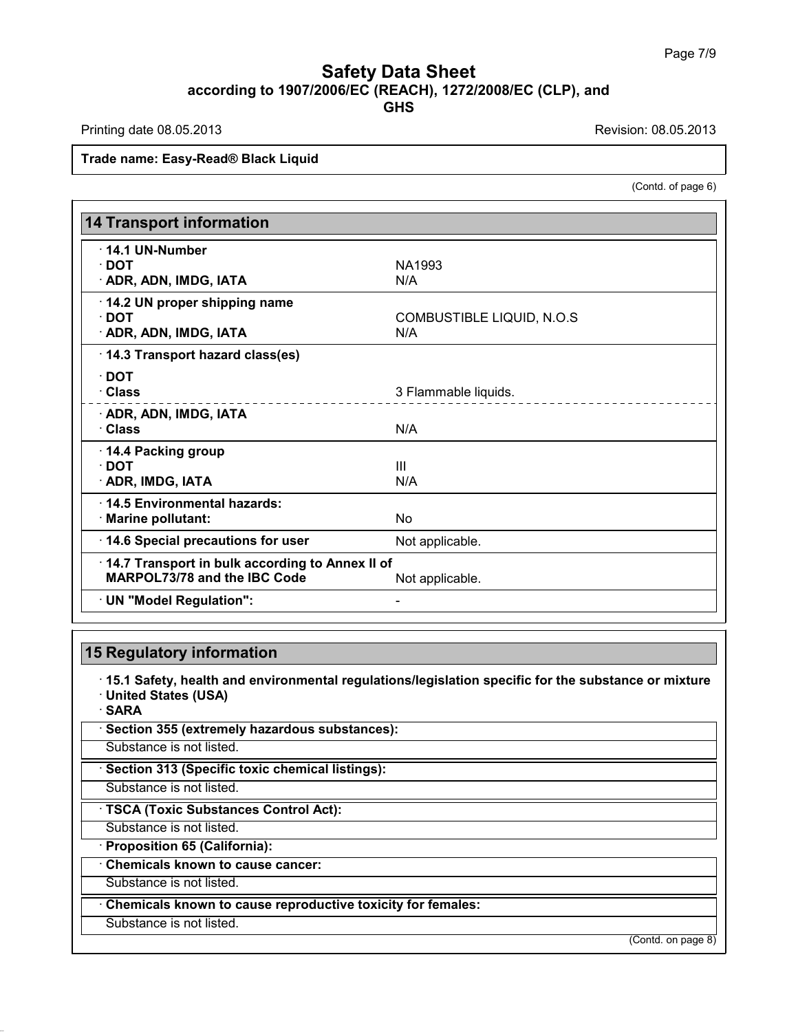(Contd. of page 6)

## 14 Transport information

| | |
|---|---|
| · **14.1 UN-Number** | |
| · **DOT** | NA1993 |
| · **ADR, ADN, IMDG, IATA** | N/A |
| · **14.2 UN proper shipping name** | |
| · **DOT** | COMBUSTIBLE LIQUID, N.O.S |
| · **ADR, ADN, IMDG, IATA** | N/A |
| · **14.3 Transport hazard class(es)** | |
| · **DOT** | |
| · **Class** | 3 Flammable liquids. |
| · **ADR, ADN, IMDG, IATA** | |
| · **Class** | N/A |
| · **14.4 Packing group** | |
| · **DOT** | III |
| · **ADR, IMDG, IATA** | N/A |
| · **14.5 Environmental hazards:** | |
| · **Marine pollutant:** | No |
| · **14.6 Special precautions for user** | Not applicable. |
| · **14.7 Transport in bulk according to Annex II of MARPOL73/78 and the IBC Code** | Not applicable. |
| · **UN "Model Regulation":** | - |

## 15 Regulatory information

· **15.1 Safety, health and environmental regulations/legislation specific for the substance or mixture**
· **United States (USA)**
· **SARA**

· **Section 355 (extremely hazardous substances):**

Substance is not listed.

· **Section 313 (Specific toxic chemical listings):**

Substance is not listed.

· **TSCA (Toxic Substances Control Act):**

Substance is not listed.

· **Proposition 65 (California):**

· **Chemicals known to cause cancer:**

Substance is not listed.

· **Chemicals known to cause reproductive toxicity for females:**

Substance is not listed.

(Contd. on page 8)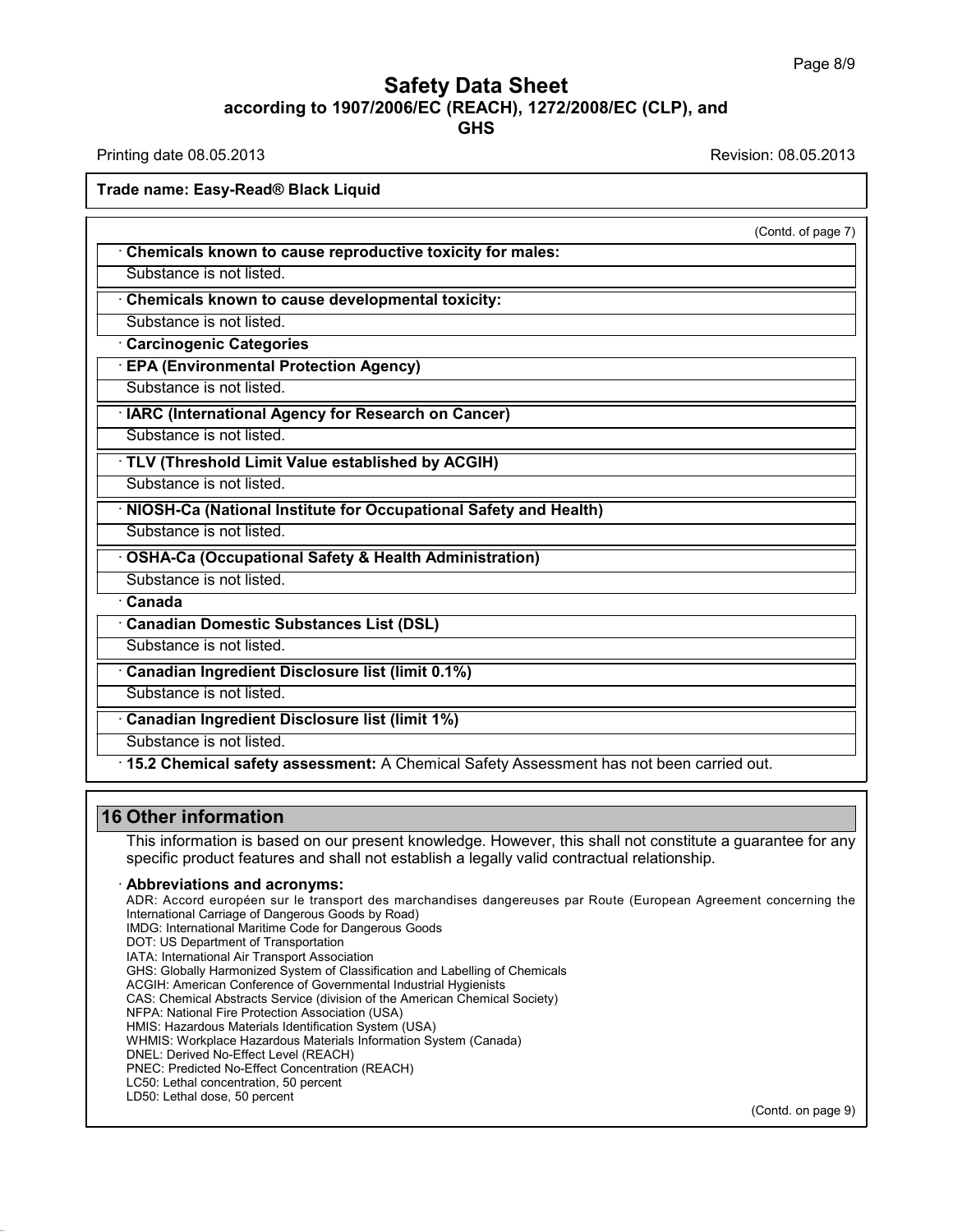Trade name: Easy-Read® Black Liquid

(Contd. of page 7)

· **Chemicals known to cause reproductive toxicity for males:**

Substance is not listed.

· **Chemicals known to cause developmental toxicity:**

Substance is not listed.

· **Carcinogenic Categories**

· **EPA (Environmental Protection Agency)**

Substance is not listed.

· **IARC (International Agency for Research on Cancer)**

Substance is not listed.

· **TLV (Threshold Limit Value established by ACGIH)**

Substance is not listed.

· **NIOSH-Ca (National Institute for Occupational Safety and Health)**

Substance is not listed.

· **OSHA-Ca (Occupational Safety & Health Administration)**

Substance is not listed.

· **Canada**

· **Canadian Domestic Substances List (DSL)**

Substance is not listed.

· **Canadian Ingredient Disclosure list (limit 0.1%)**

Substance is not listed.

· **Canadian Ingredient Disclosure list (limit 1%)**

Substance is not listed.

· **15.2 Chemical safety assessment:** A Chemical Safety Assessment has not been carried out.

## 16 Other information

This information is based on our present knowledge. However, this shall not constitute a guarantee for any specific product features and shall not establish a legally valid contractual relationship.

· **Abbreviations and acronyms:**

ADR: Accord européen sur le transport des marchandises dangereuses par Route (European Agreement concerning the International Carriage of Dangerous Goods by Road)
IMDG: International Maritime Code for Dangerous Goods
DOT: US Department of Transportation
IATA: International Air Transport Association
GHS: Globally Harmonized System of Classification and Labelling of Chemicals
ACGIH: American Conference of Governmental Industrial Hygienists
CAS: Chemical Abstracts Service (division of the American Chemical Society)
NFPA: National Fire Protection Association (USA)
HMIS: Hazardous Materials Identification System (USA)
WHMIS: Workplace Hazardous Materials Information System (Canada)
DNEL: Derived No-Effect Level (REACH)
PNEC: Predicted No-Effect Concentration (REACH)
LC50: Lethal concentration, 50 percent
LD50: Lethal dose, 50 percent

(Contd. on page 9)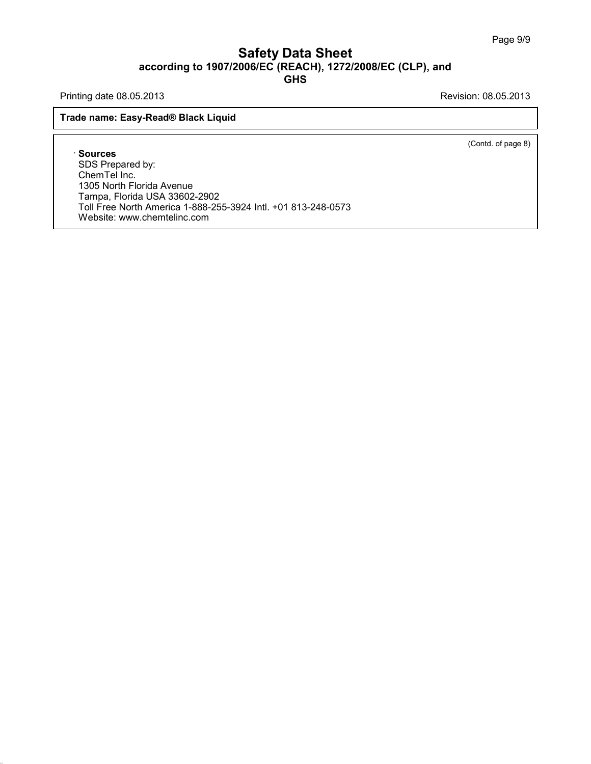(Contd. of page 8)

· **Sources**

SDS Prepared by:
ChemTel Inc.
1305 North Florida Avenue
Tampa, Florida USA 33602-2902
Toll Free North America 1-888-255-3924 Intl. +01 813-248-0573
Website: www.chemtelinc.com